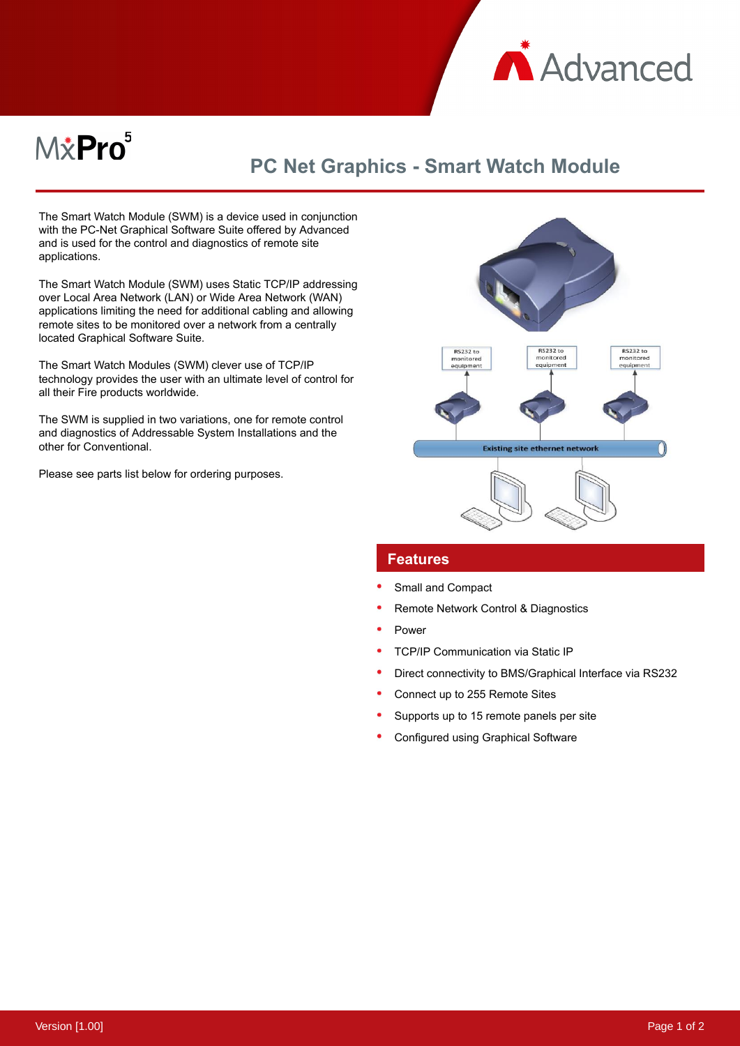# PC Net Graphics - Smart Watch Module

The Smart Watch Module (SWM) is a device used in conjunction with the PC-Net Graphical Software Suite offered by Advanced and is used for the control and diagnostics of remote site applications.

The Smart Watch Module (SWM) uses Static TCP/IP addressing over Local Area Network (LAN) or Wide Area Network (WAN) applications limiting the need for additional cabling and allowing remote sites to be monitored over a network from a centrally located Graphical Software Suite.

The Smart Watch Modules (SWM) clever use of TCP/IP technology provides the user with an ultimate level of control for all their Fire products worldwide.

The SWM is supplied in two variations, one for remote control and diagnostics of Addressable System Installations and the other for Conventional.

Please see parts list below for ordering purposes.

## Features

- Small and Compact
- Remote Network Control & Diagnostics
- Power
- TCP/IP Communication via Static IP
- Direct connectivity to BMS/Graphical Interface via RS232
- Connect up to 255 Remote Sites
- Supports up to 15 remote panels per site
- Configured using Graphical Software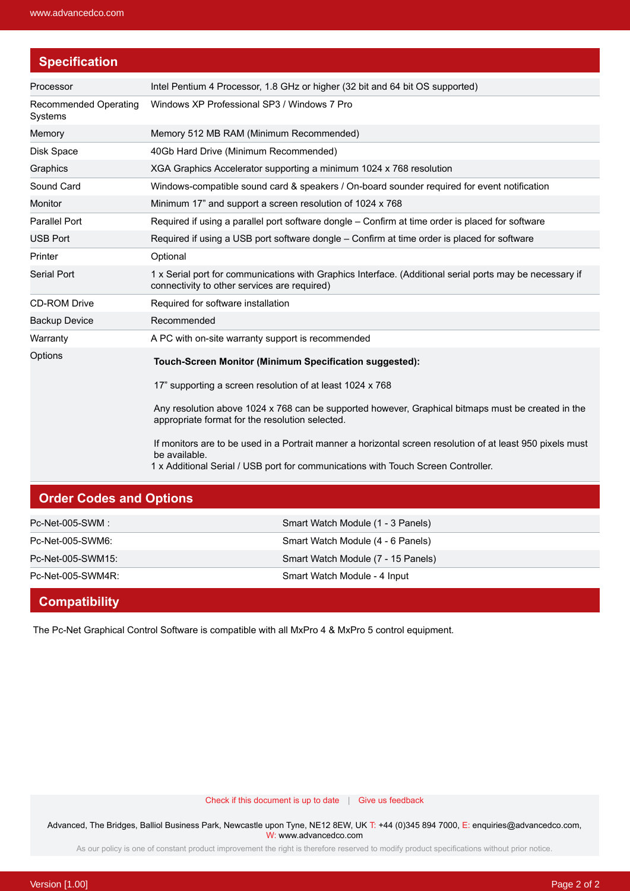## Specification

| | |
|---|---|
| Processor | Intel Pentium 4 Processor, 1.8 GHz or higher (32 bit and 64 bit OS supported) |
| Recommended Operating Systems | Windows XP Professional SP3 / Windows 7 Pro |
| Memory | Memory 512 MB RAM (Minimum Recommended) |
| Disk Space | 40Gb Hard Drive (Minimum Recommended) |
| Graphics | XGA Graphics Accelerator supporting a minimum 1024 x 768 resolution |
| Sound Card | Windows-compatible sound card & speakers / On-board sounder required for event notification |
| Monitor | Minimum 17" and support a screen resolution of 1024 x 768 |
| Parallel Port | Required if using a parallel port software dongle – Confirm at time order is placed for software |
| USB Port | Required if using a USB port software dongle – Confirm at time order is placed for software |
| Printer | Optional |
| Serial Port | 1 x Serial port for communications with Graphics Interface. (Additional serial ports may be necessary if connectivity to other services are required) |
| CD-ROM Drive | Required for software installation |
| Backup Device | Recommended |
| Warranty | A PC with on-site warranty support is recommended |
| Options | **Touch-Screen Monitor (Minimum Specification suggested):** 17" supporting a screen resolution of at least 1024 x 768. Any resolution above 1024 x 768 can be supported however, Graphical bitmaps must be created in the appropriate format for the resolution selected. If monitors are to be used in a Portrait manner a horizontal screen resolution of at least 950 pixels must be available. 1 x Additional Serial / USB port for communications with Touch Screen Controller. |

## Order Codes and Options

| | |
|---|---|
| Pc-Net-005-SWM : | Smart Watch Module (1 - 3 Panels) |
| Pc-Net-005-SWM6: | Smart Watch Module (4 - 6 Panels) |
| Pc-Net-005-SWM15: | Smart Watch Module (7 - 15 Panels) |
| Pc-Net-005-SWM4R: | Smart Watch Module - 4 Input |

## Compatibility

The Pc-Net Graphical Control Software is compatible with all MxPro 4 & MxPro 5 control equipment.

Check if this document is up to date | Give us feedback

Advanced, The Bridges, Balliol Business Park, Newcastle upon Tyne, NE12 8EW, UK T: +44 (0)345 894 7000, E: enquiries@advancedco.com, W: www.advancedco.com

As our policy is one of constant product improvement the right is therefore reserved to modify product specifications without prior notice.

Version [1.00]